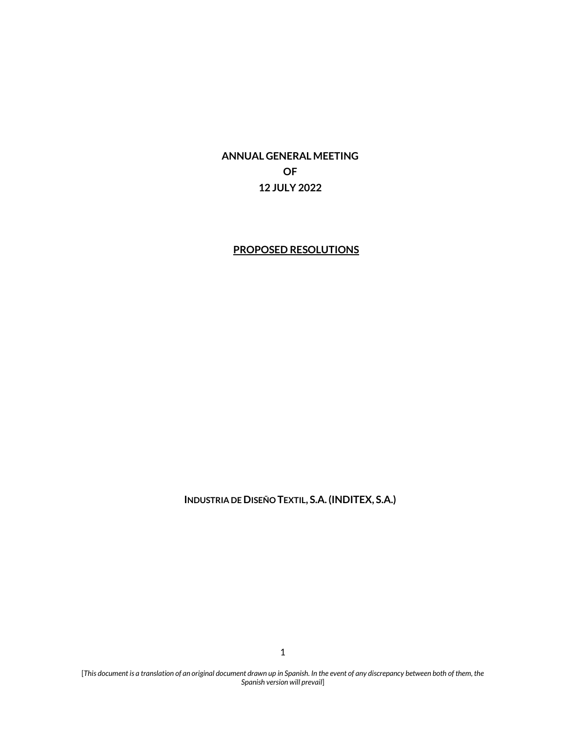# ANNUAL GENERAL MEETING
# OF
# 12 JULY 2022

## PROPOSED RESOLUTIONS

**INDUSTRIA DE DISEÑO TEXTIL, S.A. (INDITEX, S.A.)**

[*This document is a translation of an original document drawn up in Spanish. In the event of any discrepancy between both of them, the Spanish version will prevail*]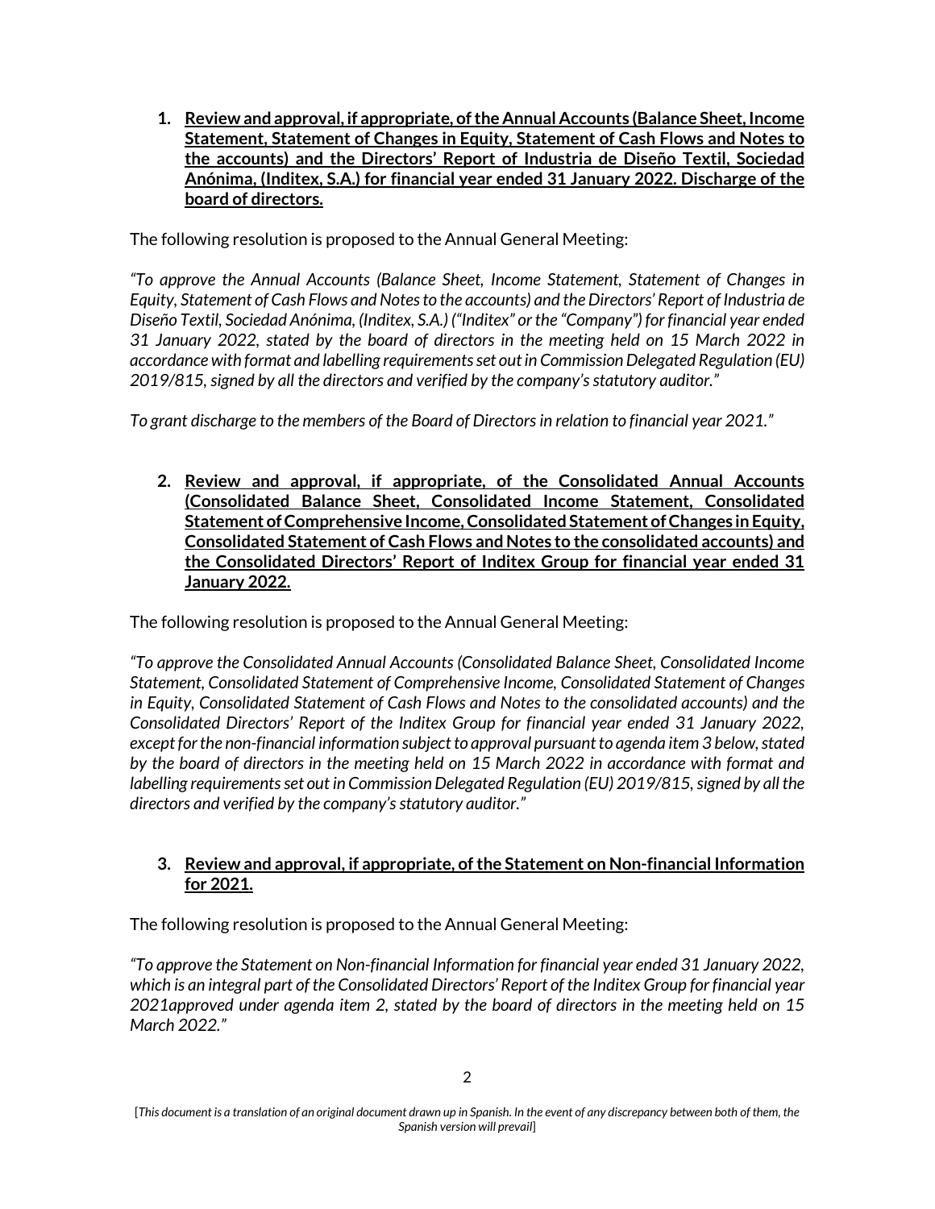1. **<u>Review and approval, if appropriate, of the Annual Accounts (Balance Sheet, Income Statement, Statement of Changes in Equity, Statement of Cash Flows and Notes to the accounts) and the Directors' Report of Industria de Diseño Textil, Sociedad Anónima, (Inditex, S.A.) for financial year ended 31 January 2022. Discharge of the board of directors.</u>**

The following resolution is proposed to the Annual General Meeting:

*"To approve the Annual Accounts (Balance Sheet, Income Statement, Statement of Changes in Equity, Statement of Cash Flows and Notes to the accounts) and the Directors' Report of Industria de Diseño Textil, Sociedad Anónima, (Inditex, S.A.) ("Inditex" or the "Company") for financial year ended 31 January 2022, stated by the board of directors in the meeting held on 15 March 2022 in accordance with format and labelling requirements set out in Commission Delegated Regulation (EU) 2019/815, signed by all the directors and verified by the company's statutory auditor."*

*To grant discharge to the members of the Board of Directors in relation to financial year 2021."*

2. **<u>Review and approval, if appropriate, of the Consolidated Annual Accounts (Consolidated Balance Sheet, Consolidated Income Statement, Consolidated Statement of Comprehensive Income, Consolidated Statement of Changes in Equity, Consolidated Statement of Cash Flows and Notes to the consolidated accounts) and the Consolidated Directors' Report of Inditex Group for financial year ended 31 January 2022.</u>**

The following resolution is proposed to the Annual General Meeting:

*"To approve the Consolidated Annual Accounts (Consolidated Balance Sheet, Consolidated Income Statement, Consolidated Statement of Comprehensive Income, Consolidated Statement of Changes in Equity, Consolidated Statement of Cash Flows and Notes to the consolidated accounts) and the Consolidated Directors' Report of the Inditex Group for financial year ended 31 January 2022, except for the non-financial information subject to approval pursuant to agenda item 3 below, stated by the board of directors in the meeting held on 15 March 2022 in accordance with format and labelling requirements set out in Commission Delegated Regulation (EU) 2019/815, signed by all the directors and verified by the company's statutory auditor."*

3. **<u>Review and approval, if appropriate, of the Statement on Non-financial Information for 2021.</u>**

The following resolution is proposed to the Annual General Meeting:

*"To approve the Statement on Non-financial Information for financial year ended 31 January 2022, which is an integral part of the Consolidated Directors' Report of the Inditex Group for financial year 2021approved under agenda item 2, stated by the board of directors in the meeting held on 15 March 2022."*

[*This document is a translation of an original document drawn up in Spanish. In the event of any discrepancy between both of them, the Spanish version will prevail*]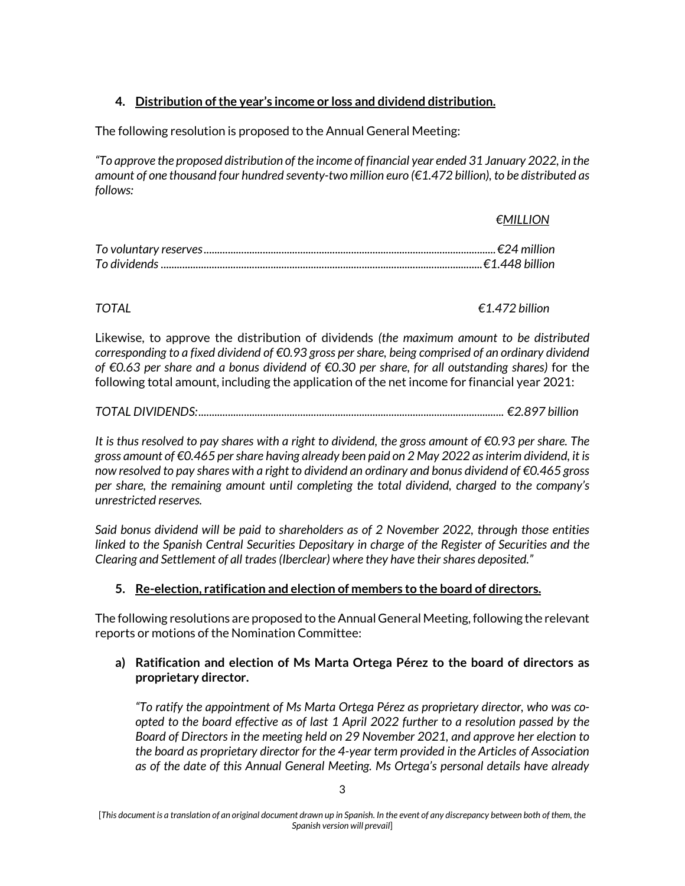## 4. Distribution of the year's income or loss and dividend distribution.

The following resolution is proposed to the Annual General Meeting:

*"To approve the proposed distribution of the income of financial year ended 31 January 2022, in the amount of one thousand four hundred seventy-two million euro (€1.472 billion), to be distributed as follows:*

| | *€MILLION* |
|---|---|
| *To voluntary reserves* | *€24 million* |
| *To dividends* | *€1.448 billion* |
| *TOTAL* | *€1.472 billion* |

Likewise, to approve the distribution of dividends *(the maximum amount to be distributed corresponding to a fixed dividend of €0.93 gross per share, being comprised of an ordinary dividend of €0.63 per share and a bonus dividend of €0.30 per share, for all outstanding shares)* for the following total amount, including the application of the net income for financial year 2021:

*TOTAL DIVIDENDS:................................................................................................................ €2.897 billion*

*It is thus resolved to pay shares with a right to dividend, the gross amount of €0.93 per share. The gross amount of €0.465 per share having already been paid on 2 May 2022 as interim dividend, it is now resolved to pay shares with a right to dividend an ordinary and bonus dividend of €0.465 gross per share, the remaining amount until completing the total dividend, charged to the company's unrestricted reserves.*

*Said bonus dividend will be paid to shareholders as of 2 November 2022, through those entities linked to the Spanish Central Securities Depositary in charge of the Register of Securities and the Clearing and Settlement of all trades (Iberclear) where they have their shares deposited."*

## 5. Re-election, ratification and election of members to the board of directors.

The following resolutions are proposed to the Annual General Meeting, following the relevant reports or motions of the Nomination Committee:

### a) Ratification and election of Ms Marta Ortega Pérez to the board of directors as proprietary director.

*"To ratify the appointment of Ms Marta Ortega Pérez as proprietary director, who was co-opted to the board effective as of last 1 April 2022 further to a resolution passed by the Board of Directors in the meeting held on 29 November 2021, and approve her election to the board as proprietary director for the 4-year term provided in the Articles of Association as of the date of this Annual General Meeting. Ms Ortega's personal details have already*

[*This document is a translation of an original document drawn up in Spanish. In the event of any discrepancy between both of them, the Spanish version will prevail*]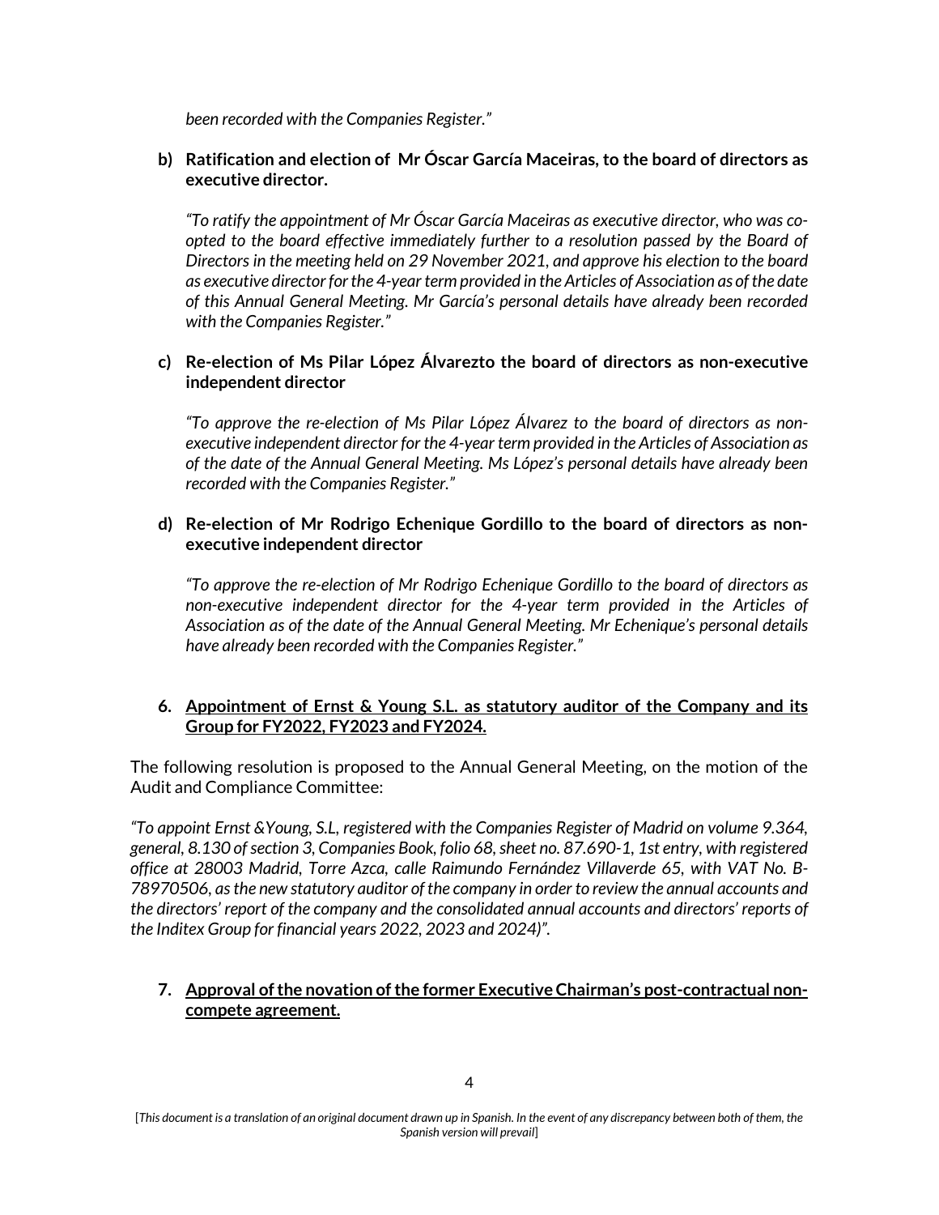*been recorded with the Companies Register."*

**b) Ratification and election of Mr Óscar García Maceiras, to the board of directors as executive director.**

*"To ratify the appointment of Mr Óscar García Maceiras as executive director, who was co-opted to the board effective immediately further to a resolution passed by the Board of Directors in the meeting held on 29 November 2021, and approve his election to the board as executive director for the 4-year term provided in the Articles of Association as of the date of this Annual General Meeting. Mr García's personal details have already been recorded with the Companies Register."*

**c) Re-election of Ms Pilar López Álvarezto the board of directors as non-executive independent director**

*"To approve the re-election of Ms Pilar López Álvarez to the board of directors as non-executive independent director for the 4-year term provided in the Articles of Association as of the date of the Annual General Meeting. Ms López's personal details have already been recorded with the Companies Register."*

**d) Re-election of Mr Rodrigo Echenique Gordillo to the board of directors as non-executive independent director**

*"To approve the re-election of Mr Rodrigo Echenique Gordillo to the board of directors as non-executive independent director for the 4-year term provided in the Articles of Association as of the date of the Annual General Meeting. Mr Echenique's personal details have already been recorded with the Companies Register."*

**6. <u>Appointment of Ernst & Young S.L. as statutory auditor of the Company and its Group for FY2022, FY2023 and FY2024.</u>**

The following resolution is proposed to the Annual General Meeting, on the motion of the Audit and Compliance Committee:

*"To appoint Ernst &Young, S.L, registered with the Companies Register of Madrid on volume 9.364, general, 8.130 of section 3, Companies Book, folio 68, sheet no. 87.690-1, 1st entry, with registered office at 28003 Madrid, Torre Azca, calle Raimundo Fernández Villaverde 65, with VAT No. B-78970506, as the new statutory auditor of the company in order to review the annual accounts and the directors' report of the company and the consolidated annual accounts and directors' reports of the Inditex Group for financial years 2022, 2023 and 2024)".*

**7. <u>Approval of the novation of the former Executive Chairman's post-contractual non-compete agreement.</u>**

[*This document is a translation of an original document drawn up in Spanish. In the event of any discrepancy between both of them, the Spanish version will prevail*]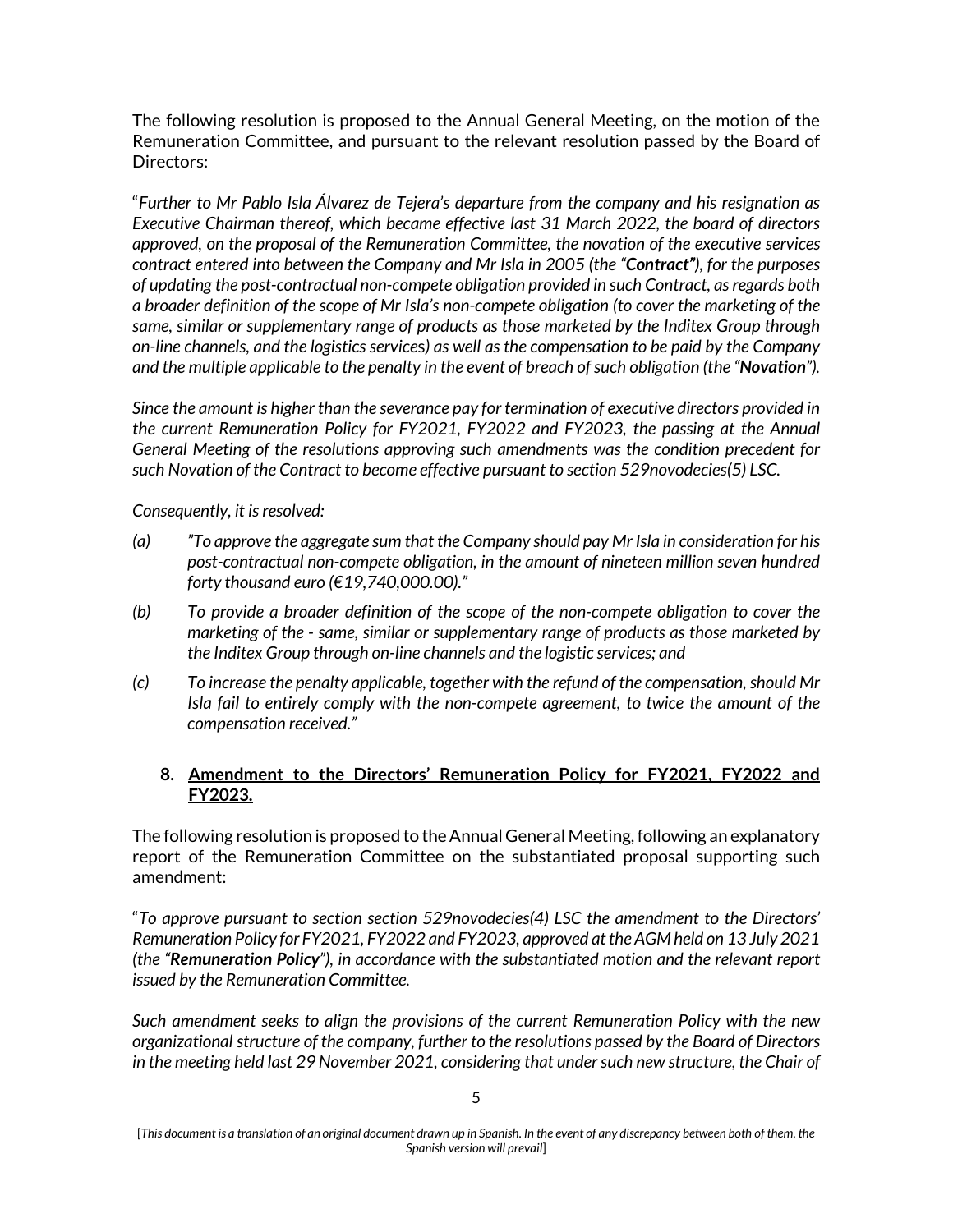The following resolution is proposed to the Annual General Meeting, on the motion of the Remuneration Committee, and pursuant to the relevant resolution passed by the Board of Directors:

"*Further to Mr Pablo Isla Álvarez de Tejera's departure from the company and his resignation as Executive Chairman thereof, which became effective last 31 March 2022, the board of directors approved, on the proposal of the Remuneration Committee, the novation of the executive services contract entered into between the Company and Mr Isla in 2005 (the "**Contract"**), for the purposes of updating the post-contractual non-compete obligation provided in such Contract, as regards both a broader definition of the scope of Mr Isla's non-compete obligation (to cover the marketing of the same, similar or supplementary range of products as those marketed by the Inditex Group through on-line channels, and the logistics services) as well as the compensation to be paid by the Company and the multiple applicable to the penalty in the event of breach of such obligation (the "**Novation**").*

*Since the amount is higher than the severance pay for termination of executive directors provided in the current Remuneration Policy for FY2021, FY2022 and FY2023, the passing at the Annual General Meeting of the resolutions approving such amendments was the condition precedent for such Novation of the Contract to become effective pursuant to section 529novodecies(5) LSC.*

*Consequently, it is resolved:*

*(a) "To approve the aggregate sum that the Company should pay Mr Isla in consideration for his post-contractual non-compete obligation, in the amount of nineteen million seven hundred forty thousand euro (€19,740,000.00)."*

*(b) To provide a broader definition of the scope of the non-compete obligation to cover the marketing of the - same, similar or supplementary range of products as those marketed by the Inditex Group through on-line channels and the logistic services; and*

*(c) To increase the penalty applicable, together with the refund of the compensation, should Mr Isla fail to entirely comply with the non-compete agreement, to twice the amount of the compensation received."*

## 8. Amendment to the Directors' Remuneration Policy for FY2021, FY2022 and FY2023.

The following resolution is proposed to the Annual General Meeting, following an explanatory report of the Remuneration Committee on the substantiated proposal supporting such amendment:

"*To approve pursuant to section section 529novodecies(4) LSC the amendment to the Directors' Remuneration Policy for FY2021, FY2022 and FY2023, approved at the AGM held on 13 July 2021 (the "**Remuneration Policy**"), in accordance with the substantiated motion and the relevant report issued by the Remuneration Committee.*

*Such amendment seeks to align the provisions of the current Remuneration Policy with the new organizational structure of the company, further to the resolutions passed by the Board of Directors in the meeting held last 29 November 2021, considering that under such new structure, the Chair of*

[*This document is a translation of an original document drawn up in Spanish. In the event of any discrepancy between both of them, the Spanish version will prevail*]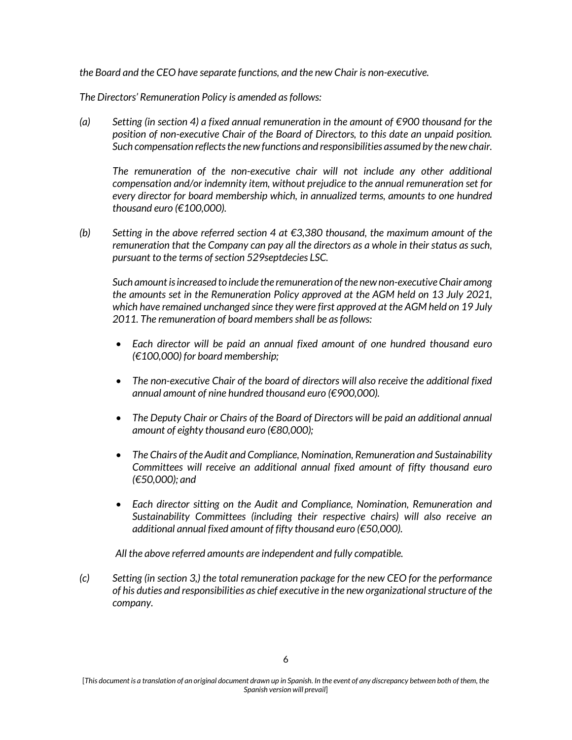*the Board and the CEO have separate functions, and the new Chair is non-executive.*

*The Directors' Remuneration Policy is amended as follows:*

*(a) Setting (in section 4) a fixed annual remuneration in the amount of €900 thousand for the position of non-executive Chair of the Board of Directors, to this date an unpaid position. Such compensation reflects the new functions and responsibilities assumed by the new chair.*

*The remuneration of the non-executive chair will not include any other additional compensation and/or indemnity item, without prejudice to the annual remuneration set for every director for board membership which, in annualized terms, amounts to one hundred thousand euro (€100,000).*

*(b) Setting in the above referred section 4 at €3,380 thousand, the maximum amount of the remuneration that the Company can pay all the directors as a whole in their status as such, pursuant to the terms of section 529septdecies LSC.*

*Such amount is increased to include the remuneration of the new non-executive Chair among the amounts set in the Remuneration Policy approved at the AGM held on 13 July 2021, which have remained unchanged since they were first approved at the AGM held on 19 July 2011. The remuneration of board members shall be as follows:*

- *Each director will be paid an annual fixed amount of one hundred thousand euro (€100,000) for board membership;*
- *The non-executive Chair of the board of directors will also receive the additional fixed annual amount of nine hundred thousand euro (€900,000).*
- *The Deputy Chair or Chairs of the Board of Directors will be paid an additional annual amount of eighty thousand euro (€80,000);*
- *The Chairs of the Audit and Compliance, Nomination, Remuneration and Sustainability Committees will receive an additional annual fixed amount of fifty thousand euro (€50,000); and*
- *Each director sitting on the Audit and Compliance, Nomination, Remuneration and Sustainability Committees (including their respective chairs) will also receive an additional annual fixed amount of fifty thousand euro (€50,000).*

*All the above referred amounts are independent and fully compatible.*

*(c) Setting (in section 3,) the total remuneration package for the new CEO for the performance of his duties and responsibilities as chief executive in the new organizational structure of the company.*

[*This document is a translation of an original document drawn up in Spanish. In the event of any discrepancy between both of them, the Spanish version will prevail*]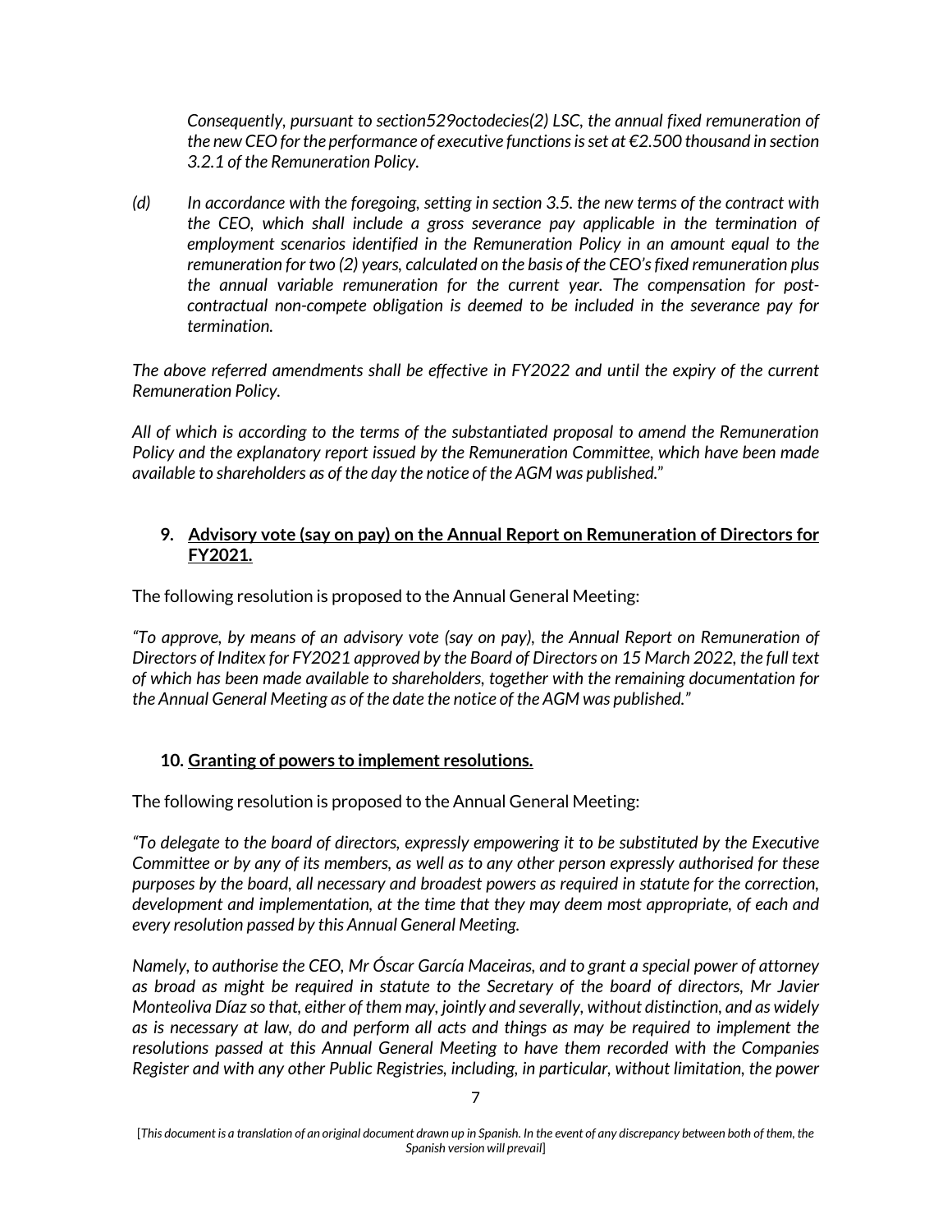*Consequently, pursuant to section529octodecies(2) LSC, the annual fixed remuneration of the new CEO for the performance of executive functions is set at €2.500 thousand in section 3.2.1 of the Remuneration Policy.*

*(d) In accordance with the foregoing, setting in section 3.5. the new terms of the contract with the CEO, which shall include a gross severance pay applicable in the termination of employment scenarios identified in the Remuneration Policy in an amount equal to the remuneration for two (2) years, calculated on the basis of the CEO's fixed remuneration plus the annual variable remuneration for the current year. The compensation for post-contractual non-compete obligation is deemed to be included in the severance pay for termination.*

*The above referred amendments shall be effective in FY2022 and until the expiry of the current Remuneration Policy.*

*All of which is according to the terms of the substantiated proposal to amend the Remuneration Policy and the explanatory report issued by the Remuneration Committee, which have been made available to shareholders as of the day the notice of the AGM was published."*

## 9. Advisory vote (say on pay) on the Annual Report on Remuneration of Directors for FY2021.

The following resolution is proposed to the Annual General Meeting:

*"To approve, by means of an advisory vote (say on pay), the Annual Report on Remuneration of Directors of Inditex for FY2021 approved by the Board of Directors on 15 March 2022, the full text of which has been made available to shareholders, together with the remaining documentation for the Annual General Meeting as of the date the notice of the AGM was published."*

## 10. Granting of powers to implement resolutions.

The following resolution is proposed to the Annual General Meeting:

*"To delegate to the board of directors, expressly empowering it to be substituted by the Executive Committee or by any of its members, as well as to any other person expressly authorised for these purposes by the board, all necessary and broadest powers as required in statute for the correction, development and implementation, at the time that they may deem most appropriate, of each and every resolution passed by this Annual General Meeting.*

*Namely, to authorise the CEO, Mr Óscar García Maceiras, and to grant a special power of attorney as broad as might be required in statute to the Secretary of the board of directors, Mr Javier Monteoliva Díaz so that, either of them may, jointly and severally, without distinction, and as widely as is necessary at law, do and perform all acts and things as may be required to implement the resolutions passed at this Annual General Meeting to have them recorded with the Companies Register and with any other Public Registries, including, in particular, without limitation, the power*

[*This document is a translation of an original document drawn up in Spanish. In the event of any discrepancy between both of them, the Spanish version will prevail*]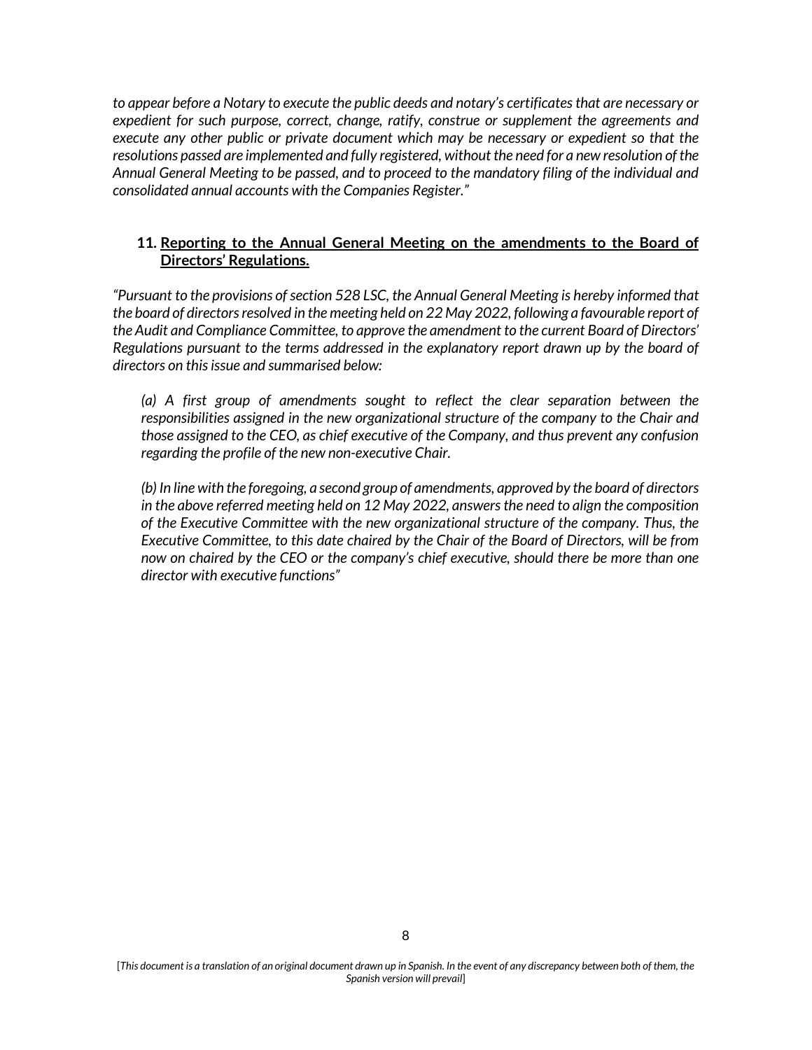*to appear before a Notary to execute the public deeds and notary's certificates that are necessary or expedient for such purpose, correct, change, ratify, construe or supplement the agreements and execute any other public or private document which may be necessary or expedient so that the resolutions passed are implemented and fully registered, without the need for a new resolution of the Annual General Meeting to be passed, and to proceed to the mandatory filing of the individual and consolidated annual accounts with the Companies Register."*

## 11. Reporting to the Annual General Meeting on the amendments to the Board of Directors' Regulations.

*"Pursuant to the provisions of section 528 LSC, the Annual General Meeting is hereby informed that the board of directors resolved in the meeting held on 22 May 2022, following a favourable report of the Audit and Compliance Committee, to approve the amendment to the current Board of Directors' Regulations pursuant to the terms addressed in the explanatory report drawn up by the board of directors on this issue and summarised below:*

*(a) A first group of amendments sought to reflect the clear separation between the responsibilities assigned in the new organizational structure of the company to the Chair and those assigned to the CEO, as chief executive of the Company, and thus prevent any confusion regarding the profile of the new non-executive Chair.*

*(b) In line with the foregoing, a second group of amendments, approved by the board of directors in the above referred meeting held on 12 May 2022, answers the need to align the composition of the Executive Committee with the new organizational structure of the company. Thus, the Executive Committee, to this date chaired by the Chair of the Board of Directors, will be from now on chaired by the CEO or the company's chief executive, should there be more than one director with executive functions"*

[*This document is a translation of an original document drawn up in Spanish. In the event of any discrepancy between both of them, the Spanish version will prevail*]